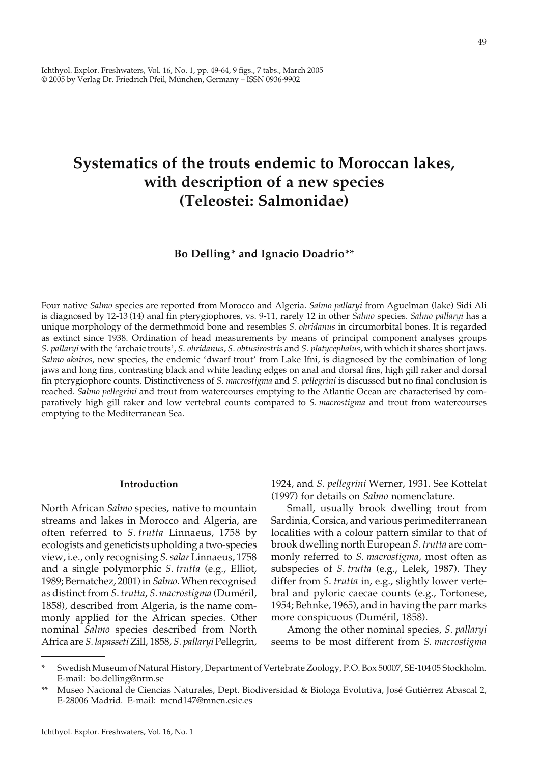# Systematics of the trouts endemic to Moroccan lakes, with description of a new species (Teleostei: Salmonidae)

**Bo Delling\* and Ignacio Doadrio\*\***

Four native *Salmo* species are reported from Morocco and Algeria. *Salmo pallaryi* from Aguelman (lake) Sidi Ali is diagnosed by 12-13 (14) anal fin pterygiophores, vs. 9-11, rarely 12 in other *Salmo* species. *Salmo pallaryi* has a unique morphology of the dermethmoid bone and resembles *S. ohridanus* in circumorbital bones. It is regarded as extinct since 1938. Ordination of head measurements by means of principal component analyses groups *S. pallaryi* with the 'archaic trouts', *S. ohridanus*, *S. obtusirostris* and *S. platycephalus*, with which it shares short jaws. *Salmo akairos*, new species, the endemic 'dwarf trout' from Lake Ifni, is diagnosed by the combination of long jaws and long fins, contrasting black and white leading edges on anal and dorsal fins, high gill raker and dorsal fin pterygiophore counts. Distinctiveness of *S. macrostigma* and *S. pellegrini* is discussed but no final conclusion is reached. *Salmo pellegrini* and trout from watercourses emptying to the Atlantic Ocean are characterised by comparatively high gill raker and low vertebral counts compared to *S. macrostigma* and trout from watercourses emptying to the Mediterranean Sea.

## Introduction

North African *Salmo* species, native to mountain streams and lakes in Morocco and Algeria, are often referred to *S. trutta* Linnaeus, 1758 by ecologists and geneticists upholding a two-species view, i.e., only recognising *S. salar* Linnaeus, 1758 and a single polymorphic *S. trutta* (e.g., Elliot, 1989; Bernatchez, 2001) in *Salmo*. When recognised as distinct from *S. trutta*, *S. macrostigma* (Duméril, 1858), described from Algeria, is the name commonly applied for the African species. Other nominal *Salmo* species described from North Africa are *S. lapasseti* Zill, 1858, *S. pallaryi* Pellegrin, 1924, and *S. pellegrini* Werner, 1931. See Kottelat (1997) for details on *Salmo* nomenclature.

Small, usually brook dwelling trout from Sardinia, Corsica, and various perimediterranean localities with a colour pattern similar to that of brook dwelling north European *S. trutta* are commonly referred to *S. macrostigma*, most often as subspecies of *S. trutta* (e.g., Lelek, 1987). They differ from *S. trutta* in, e.g., slightly lower vertebral and pyloric caecae counts (e.g., Tortonese, 1954; Behnke, 1965), and in having the parr marks more conspicuous (Duméril, 1858).

Among the other nominal species, *S. pallaryi* seems to be most different from *S. macrostigma*

---

\* Swedish Museum of Natural History, Department of Vertebrate Zoology, P.O. Box 50007, SE-104 05 Stockholm. E-mail: bo.delling@nrm.se

\*\* Museo Nacional de Ciencias Naturales, Dept. Biodiversidad & Biologa Evolutiva, José Gutiérrez Abascal 2, E-28006 Madrid. E-mail: mcnd147@mncn.csic.es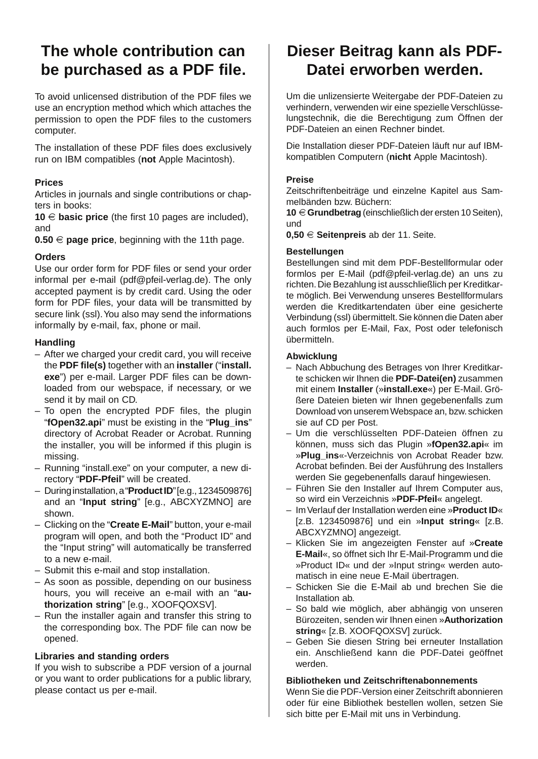# The whole contribution can be purchased as a PDF file.

To avoid unlicensed distribution of the PDF files we use an encryption method which which attaches the permission to open the PDF files to the customers computer.

The installation of these PDF files does exclusively run on IBM compatibles (**not** Apple Macintosh).

### Prices

Articles in journals and single contributions or chapters in books:

**10 € basic price** (the first 10 pages are included), and

**0.50 € page price**, beginning with the 11th page.

### Orders

Use our order form for PDF files or send your order informal per e-mail (pdf@pfeil-verlag.de). The only accepted payment is by credit card. Using the oder form for PDF files, your data will be transmitted by secure link (ssl). You also may send the informations informally by e-mail, fax, phone or mail.

### Handling

- After we charged your credit card, you will receive the **PDF file(s)** together with an **installer** ("**install.exe**") per e-mail. Larger PDF files can be downloaded from our webspace, if necessary, or we send it by mail on CD.
- To open the encrypted PDF files, the plugin "**fOpen32.api**" must be existing in the "**Plug_ins**" directory of Acrobat Reader or Acrobat. Running the installer, you will be informed if this plugin is missing.
- Running "install.exe" on your computer, a new directory "**PDF-Pfeil**" will be created.
- During installation, a "**Product ID**" [e.g., 1234509876] and an "**Input string**" [e.g., ABCXYZMNO] are shown.
- Clicking on the "**Create E-Mail**" button, your e-mail program will open, and both the "Product ID" and the "Input string" will automatically be transferred to a new e-mail.
- Submit this e-mail and stop installation.
- As soon as possible, depending on our business hours, you will receive an e-mail with an "**authorization string**" [e.g., XOOFQOXSV].
- Run the installer again and transfer this string to the corresponding box. The PDF file can now be opened.

### Libraries and standing orders

If you wish to subscribe a PDF version of a journal or you want to order publications for a public library, please contact us per e-mail.

# Dieser Beitrag kann als PDF-Datei erworben werden.

Um die unlizensierte Weitergabe der PDF-Dateien zu verhindern, verwenden wir eine spezielle Verschlüsselungstechnik, die die Berechtigung zum Öffnen der PDF-Dateien an einen Rechner bindet.

Die Installation dieser PDF-Dateien läuft nur auf IBM-kompatiblen Computern (**nicht** Apple Macintosh).

### Preise

Zeitschriftenbeiträge und einzelne Kapitel aus Sammelbänden bzw. Büchern:

**10 € Grundbetrag** (einschließlich der ersten 10 Seiten), und

**0,50 € Seitenpreis** ab der 11. Seite.

### Bestellungen

Bestellungen sind mit dem PDF-Bestellformular oder formlos per E-Mail (pdf@pfeil-verlag.de) an uns zu richten. Die Bezahlung ist ausschließlich per Kreditkarte möglich. Bei Verwendung unseres Bestellformulars werden die Kreditkartendaten über eine gesicherte Verbindung (ssl) übermittelt. Sie können die Daten aber auch formlos per E-Mail, Fax, Post oder telefonisch übermitteln.

### Abwicklung

- Nach Abbuchung des Betrages von Ihrer Kreditkarte schicken wir Ihnen die **PDF-Datei(en)** zusammen mit einem **Installer** (»**install.exe**«) per E-Mail. Größere Dateien bieten wir Ihnen gegebenenfalls zum Download von unserem Webspace an, bzw. schicken sie auf CD per Post.
- Um die verschlüsselten PDF-Dateien öffnen zu können, muss sich das Plugin »**fOpen32.api**« im »**Plug_ins**«-Verzeichnis von Acrobat Reader bzw. Acrobat befinden. Bei der Ausführung des Installers werden Sie gegebenenfalls darauf hingewiesen.
- Führen Sie den Installer auf Ihrem Computer aus, so wird ein Verzeichnis »**PDF-Pfeil**« angelegt.
- Im Verlauf der Installation werden eine »**Product ID**« [z.B. 1234509876] und ein »**Input string**« [z.B. ABCXYZMNO] angezeigt.
- Klicken Sie im angezeigten Fenster auf »**Create E-Mail**«, so öffnet sich Ihr E-Mail-Programm und die »Product ID« und der »Input string« werden automatisch in eine neue E-Mail übertragen.
- Schicken Sie die E-Mail ab und brechen Sie die Installation ab.
- So bald wie möglich, aber abhängig von unseren Bürozeiten, senden wir Ihnen einen »**Authorization string**« [z.B. XOOFQOXSV] zurück.
- Geben Sie diesen String bei erneuter Installation ein. Anschließend kann die PDF-Datei geöffnet werden.

### Bibliotheken und Zeitschriftenabonnements

Wenn Sie die PDF-Version einer Zeitschrift abonnieren oder für eine Bibliothek bestellen wollen, setzen Sie sich bitte per E-Mail mit uns in Verbindung.